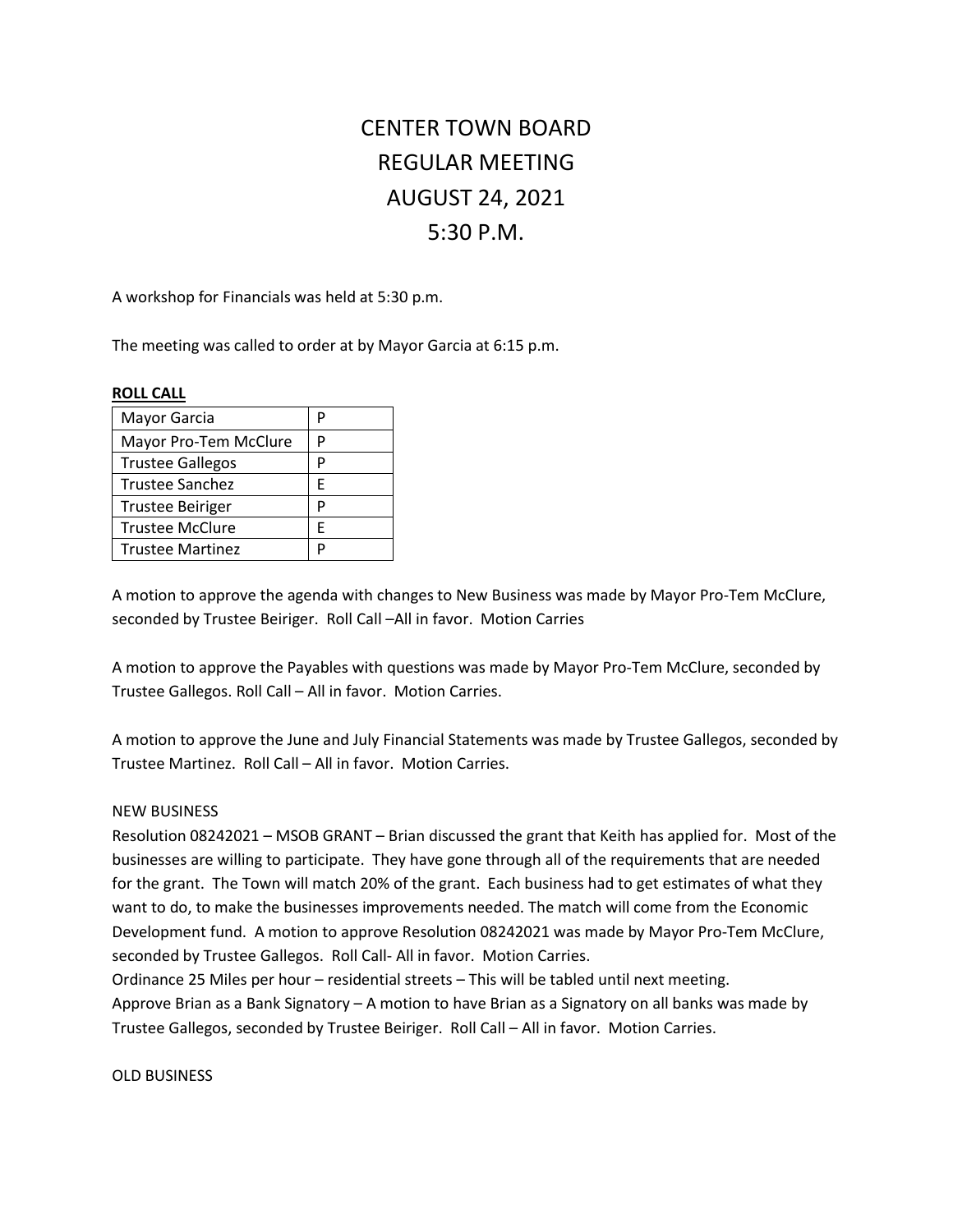# CENTER TOWN BOARD
# REGULAR MEETING
# AUGUST 24, 2021
# 5:30 P.M.

A workshop for Financials was held at 5:30 p.m.

The meeting was called to order at by Mayor Garcia at 6:15 p.m.

**ROLL CALL**

| | |
|---|---|
| Mayor Garcia | P |
| Mayor Pro-Tem McClure | P |
| Trustee Gallegos | P |
| Trustee Sanchez | E |
| Trustee Beiriger | P |
| Trustee McClure | E |
| Trustee Martinez | P |

A motion to approve the agenda with changes to New Business was made by Mayor Pro-Tem McClure, seconded by Trustee Beiriger. Roll Call –All in favor. Motion Carries

A motion to approve the Payables with questions was made by Mayor Pro-Tem McClure, seconded by Trustee Gallegos. Roll Call – All in favor. Motion Carries.

A motion to approve the June and July Financial Statements was made by Trustee Gallegos, seconded by Trustee Martinez. Roll Call – All in favor. Motion Carries.

NEW BUSINESS

Resolution 08242021 – MSOB GRANT – Brian discussed the grant that Keith has applied for. Most of the businesses are willing to participate. They have gone through all of the requirements that are needed for the grant. The Town will match 20% of the grant. Each business had to get estimates of what they want to do, to make the businesses improvements needed. The match will come from the Economic Development fund. A motion to approve Resolution 08242021 was made by Mayor Pro-Tem McClure, seconded by Trustee Gallegos. Roll Call- All in favor. Motion Carries.

Ordinance 25 Miles per hour – residential streets – This will be tabled until next meeting.

Approve Brian as a Bank Signatory – A motion to have Brian as a Signatory on all banks was made by Trustee Gallegos, seconded by Trustee Beiriger. Roll Call – All in favor. Motion Carries.

OLD BUSINESS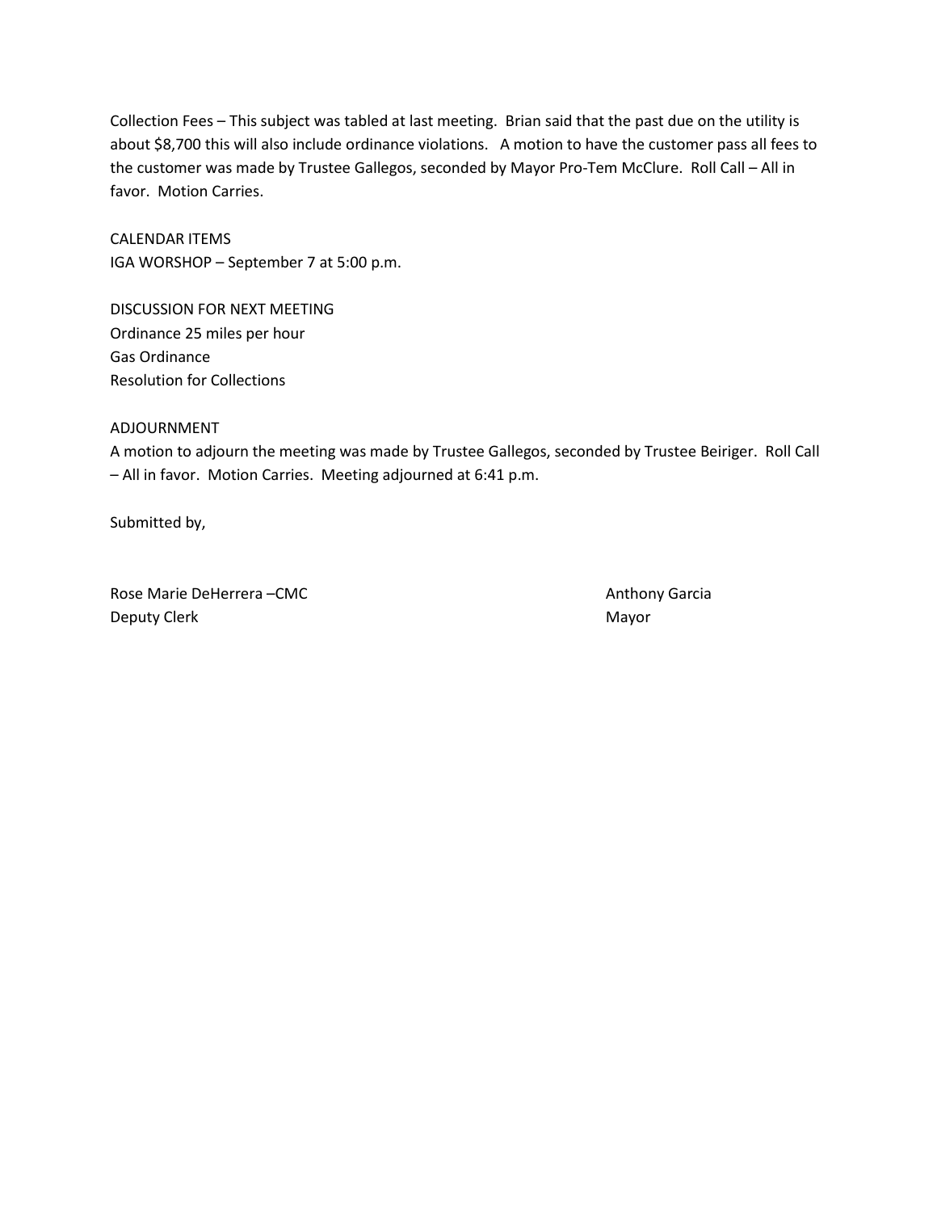Collection Fees – This subject was tabled at last meeting. Brian said that the past due on the utility is about $8,700 this will also include ordinance violations. A motion to have the customer pass all fees to the customer was made by Trustee Gallegos, seconded by Mayor Pro-Tem McClure. Roll Call – All in favor. Motion Carries.

CALENDAR ITEMS
IGA WORSHOP – September 7 at 5:00 p.m.

DISCUSSION FOR NEXT MEETING
Ordinance 25 miles per hour
Gas Ordinance
Resolution for Collections

ADJOURNMENT
A motion to adjourn the meeting was made by Trustee Gallegos, seconded by Trustee Beiriger. Roll Call – All in favor. Motion Carries. Meeting adjourned at 6:41 p.m.

Submitted by,

Rose Marie DeHerrera –CMC
Deputy Clerk

Anthony Garcia
Mayor